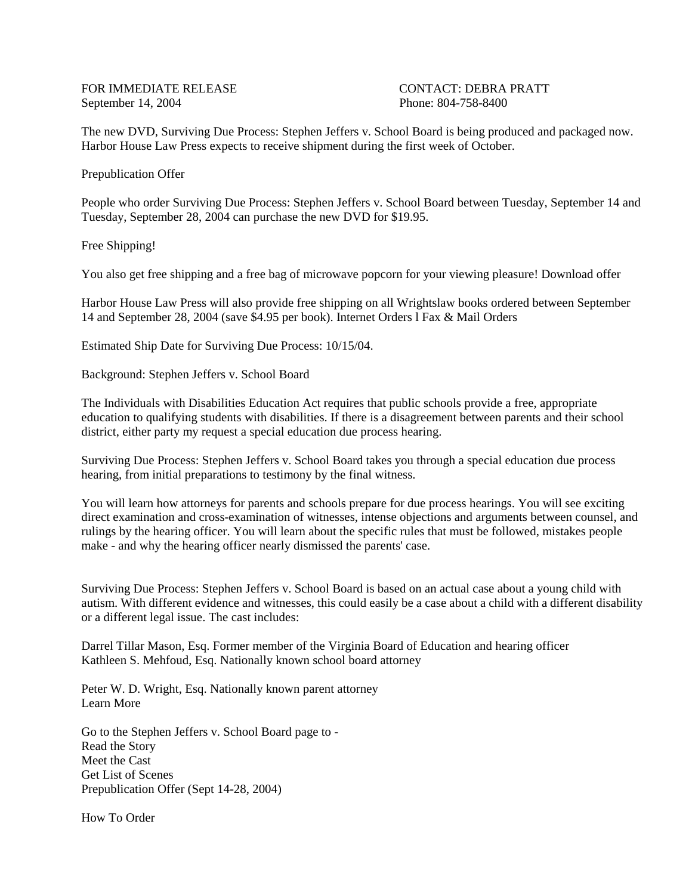FOR IMMEDIATE RELEASE
September 14, 2004

CONTACT: DEBRA PRATT
Phone: 804-758-8400

The new DVD, Surviving Due Process: Stephen Jeffers v. School Board is being produced and packaged now. Harbor House Law Press expects to receive shipment during the first week of October.

Prepublication Offer

People who order Surviving Due Process: Stephen Jeffers v. School Board between Tuesday, September 14 and Tuesday, September 28, 2004 can purchase the new DVD for $19.95.

Free Shipping!

You also get free shipping and a free bag of microwave popcorn for your viewing pleasure! Download offer

Harbor House Law Press will also provide free shipping on all Wrightslaw books ordered between September 14 and September 28, 2004 (save $4.95 per book). Internet Orders l Fax & Mail Orders

Estimated Ship Date for Surviving Due Process: 10/15/04.

Background: Stephen Jeffers v. School Board

The Individuals with Disabilities Education Act requires that public schools provide a free, appropriate education to qualifying students with disabilities. If there is a disagreement between parents and their school district, either party my request a special education due process hearing.

Surviving Due Process: Stephen Jeffers v. School Board takes you through a special education due process hearing, from initial preparations to testimony by the final witness.

You will learn how attorneys for parents and schools prepare for due process hearings. You will see exciting direct examination and cross-examination of witnesses, intense objections and arguments between counsel, and rulings by the hearing officer. You will learn about the specific rules that must be followed, mistakes people make - and why the hearing officer nearly dismissed the parents' case.

Surviving Due Process: Stephen Jeffers v. School Board is based on an actual case about a young child with autism. With different evidence and witnesses, this could easily be a case about a child with a different disability or a different legal issue. The cast includes:

Darrel Tillar Mason, Esq. Former member of the Virginia Board of Education and hearing officer
Kathleen S. Mehfoud, Esq. Nationally known school board attorney

Peter W. D. Wright, Esq. Nationally known parent attorney
Learn More

Go to the Stephen Jeffers v. School Board page to -
Read the Story
Meet the Cast
Get List of Scenes
Prepublication Offer (Sept 14-28, 2004)

How To Order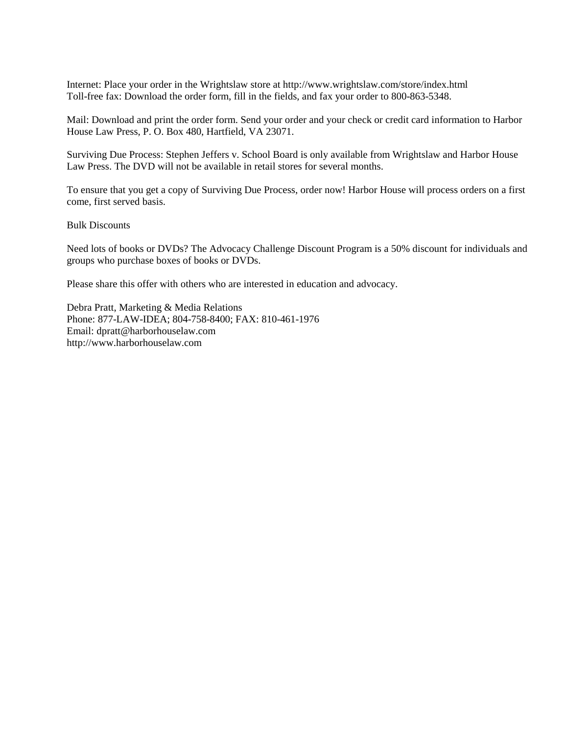Internet: Place your order in the Wrightslaw store at http://www.wrightslaw.com/store/index.html
Toll-free fax: Download the order form, fill in the fields, and fax your order to 800-863-5348.

Mail: Download and print the order form. Send your order and your check or credit card information to Harbor House Law Press, P. O. Box 480, Hartfield, VA 23071.

Surviving Due Process: Stephen Jeffers v. School Board is only available from Wrightslaw and Harbor House Law Press. The DVD will not be available in retail stores for several months.

To ensure that you get a copy of Surviving Due Process, order now! Harbor House will process orders on a first come, first served basis.

Bulk Discounts

Need lots of books or DVDs? The Advocacy Challenge Discount Program is a 50% discount for individuals and groups who purchase boxes of books or DVDs.

Please share this offer with others who are interested in education and advocacy.

Debra Pratt, Marketing & Media Relations
Phone: 877-LAW-IDEA; 804-758-8400; FAX: 810-461-1976
Email: dpratt@harborhouselaw.com
http://www.harborhouselaw.com